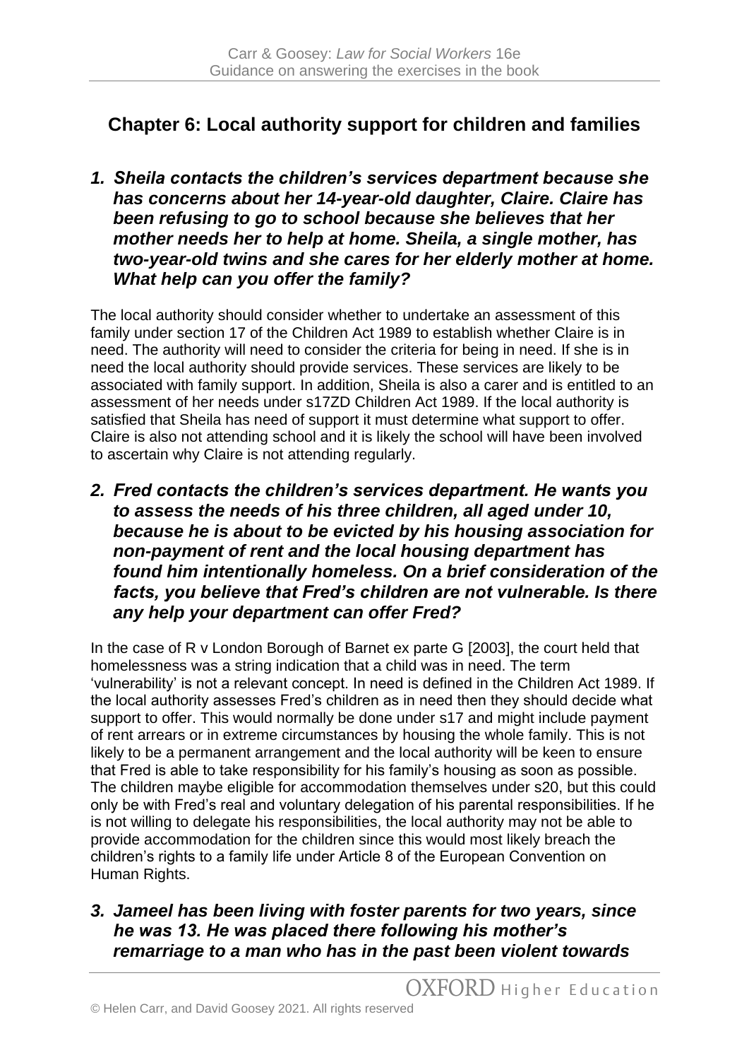## Chapter 6: Local authority support for children and families

1. ***Sheila contacts the children's services department because she has concerns about her 14-year-old daughter, Claire. Claire has been refusing to go to school because she believes that her mother needs her to help at home. Sheila, a single mother, has two-year-old twins and she cares for her elderly mother at home. What help can you offer the family?***

The local authority should consider whether to undertake an assessment of this family under section 17 of the Children Act 1989 to establish whether Claire is in need. The authority will need to consider the criteria for being in need. If she is in need the local authority should provide services. These services are likely to be associated with family support. In addition, Sheila is also a carer and is entitled to an assessment of her needs under s17ZD Children Act 1989. If the local authority is satisfied that Sheila has need of support it must determine what support to offer. Claire is also not attending school and it is likely the school will have been involved to ascertain why Claire is not attending regularly.

2. ***Fred contacts the children's services department. He wants you to assess the needs of his three children, all aged under 10, because he is about to be evicted by his housing association for non-payment of rent and the local housing department has found him intentionally homeless. On a brief consideration of the facts, you believe that Fred's children are not vulnerable. Is there any help your department can offer Fred?***

In the case of R v London Borough of Barnet ex parte G [2003], the court held that homelessness was a string indication that a child was in need. The term 'vulnerability' is not a relevant concept. In need is defined in the Children Act 1989. If the local authority assesses Fred's children as in need then they should decide what support to offer. This would normally be done under s17 and might include payment of rent arrears or in extreme circumstances by housing the whole family. This is not likely to be a permanent arrangement and the local authority will be keen to ensure that Fred is able to take responsibility for his family's housing as soon as possible. The children maybe eligible for accommodation themselves under s20, but this could only be with Fred's real and voluntary delegation of his parental responsibilities. If he is not willing to delegate his responsibilities, the local authority may not be able to provide accommodation for the children since this would most likely breach the children's rights to a family life under Article 8 of the European Convention on Human Rights.

3. ***Jameel has been living with foster parents for two years, since he was 13. He was placed there following his mother's remarriage to a man who has in the past been violent towards***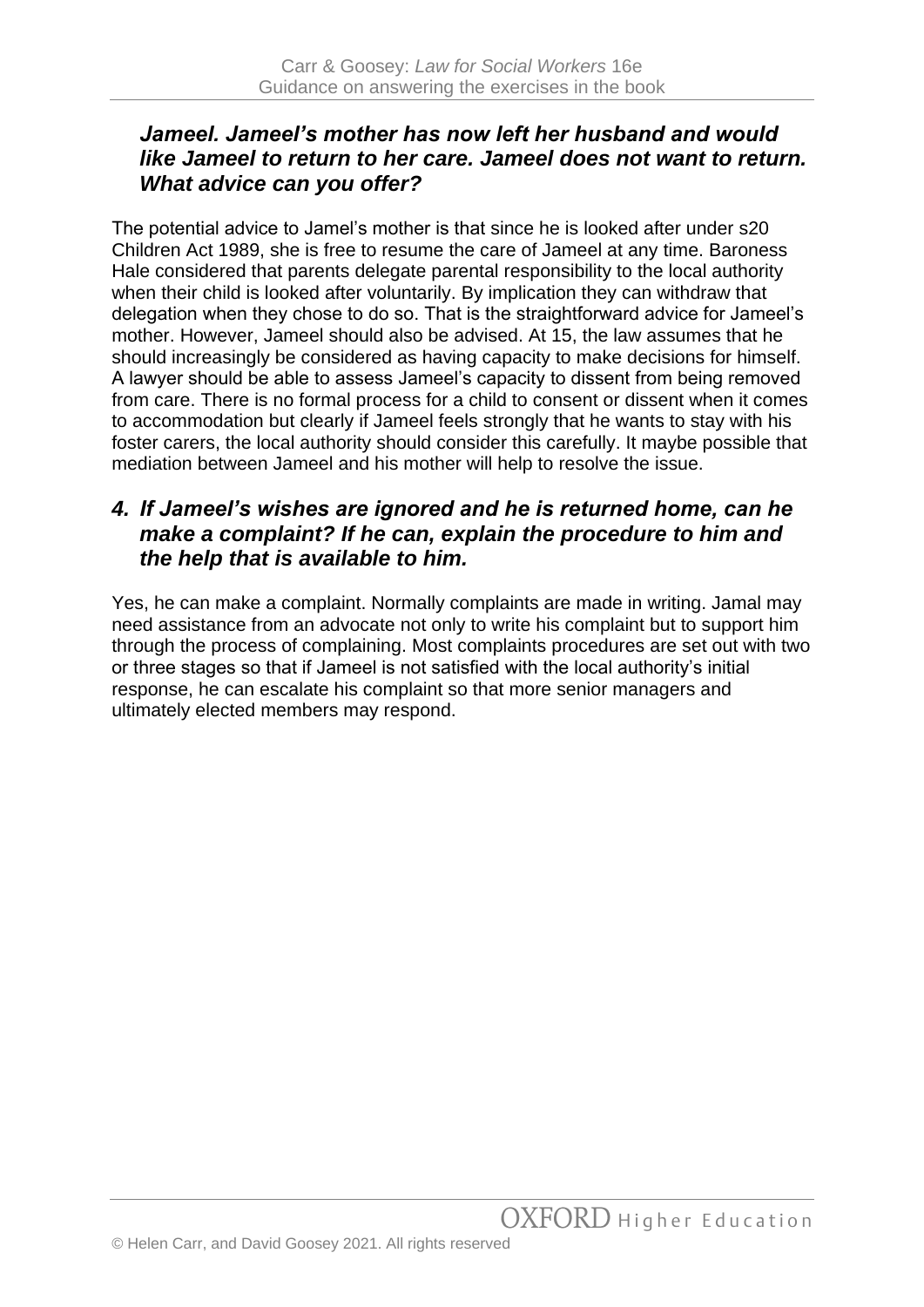### Jameel. Jameel's mother has now left her husband and would like Jameel to return to her care. Jameel does not want to return. What advice can you offer?

The potential advice to Jamel's mother is that since he is looked after under s20 Children Act 1989, she is free to resume the care of Jameel at any time. Baroness Hale considered that parents delegate parental responsibility to the local authority when their child is looked after voluntarily. By implication they can withdraw that delegation when they chose to do so. That is the straightforward advice for Jameel's mother. However, Jameel should also be advised. At 15, the law assumes that he should increasingly be considered as having capacity to make decisions for himself. A lawyer should be able to assess Jameel's capacity to dissent from being removed from care. There is no formal process for a child to consent or dissent when it comes to accommodation but clearly if Jameel feels strongly that he wants to stay with his foster carers, the local authority should consider this carefully. It maybe possible that mediation between Jameel and his mother will help to resolve the issue.

### 4. If Jameel's wishes are ignored and he is returned home, can he make a complaint? If he can, explain the procedure to him and the help that is available to him.

Yes, he can make a complaint. Normally complaints are made in writing. Jamal may need assistance from an advocate not only to write his complaint but to support him through the process of complaining. Most complaints procedures are set out with two or three stages so that if Jameel is not satisfied with the local authority's initial response, he can escalate his complaint so that more senior managers and ultimately elected members may respond.